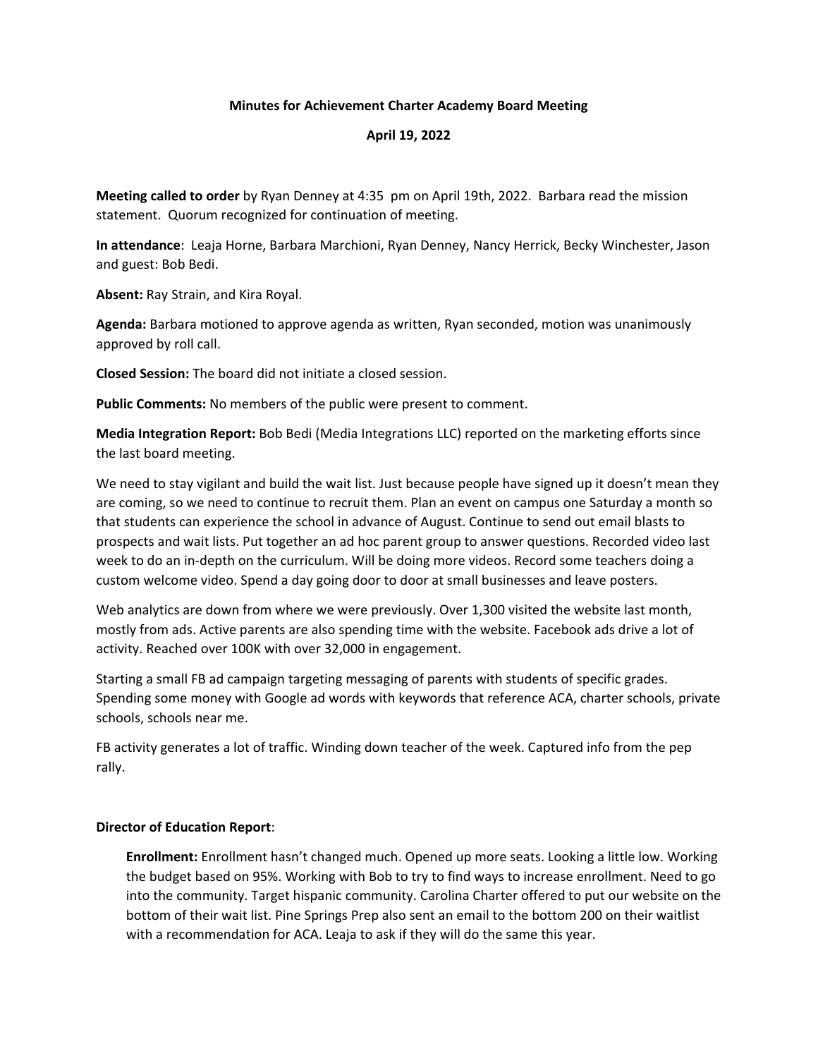**Minutes for Achievement Charter Academy Board Meeting**

**April 19, 2022**

**Meeting called to order** by Ryan Denney at 4:35 pm on April 19th, 2022. Barbara read the mission statement. Quorum recognized for continuation of meeting.

**In attendance**: Leaja Horne, Barbara Marchioni, Ryan Denney, Nancy Herrick, Becky Winchester, Jason and guest: Bob Bedi.

**Absent:** Ray Strain, and Kira Royal.

**Agenda:** Barbara motioned to approve agenda as written, Ryan seconded, motion was unanimously approved by roll call.

**Closed Session:** The board did not initiate a closed session.

**Public Comments:** No members of the public were present to comment.

**Media Integration Report:** Bob Bedi (Media Integrations LLC) reported on the marketing efforts since the last board meeting.

We need to stay vigilant and build the wait list. Just because people have signed up it doesn't mean they are coming, so we need to continue to recruit them. Plan an event on campus one Saturday a month so that students can experience the school in advance of August. Continue to send out email blasts to prospects and wait lists. Put together an ad hoc parent group to answer questions. Recorded video last week to do an in-depth on the curriculum. Will be doing more videos. Record some teachers doing a custom welcome video. Spend a day going door to door at small businesses and leave posters.

Web analytics are down from where we were previously. Over 1,300 visited the website last month, mostly from ads. Active parents are also spending time with the website. Facebook ads drive a lot of activity. Reached over 100K with over 32,000 in engagement.

Starting a small FB ad campaign targeting messaging of parents with students of specific grades. Spending some money with Google ad words with keywords that reference ACA, charter schools, private schools, schools near me.

FB activity generates a lot of traffic. Winding down teacher of the week. Captured info from the pep rally.

**Director of Education Report**:

**Enrollment:** Enrollment hasn't changed much. Opened up more seats. Looking a little low. Working the budget based on 95%. Working with Bob to try to find ways to increase enrollment. Need to go into the community. Target hispanic community. Carolina Charter offered to put our website on the bottom of their wait list. Pine Springs Prep also sent an email to the bottom 200 on their waitlist with a recommendation for ACA. Leaja to ask if they will do the same this year.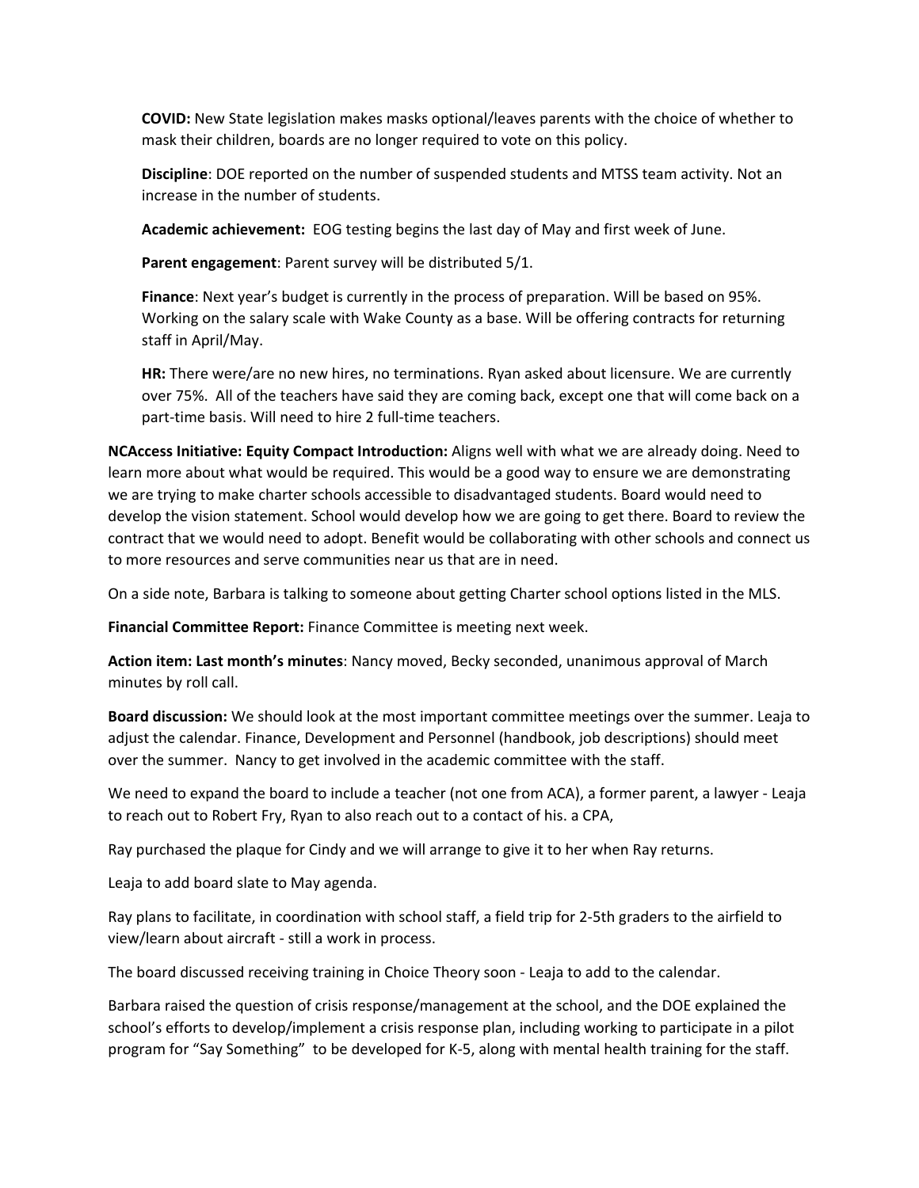**COVID:** New State legislation makes masks optional/leaves parents with the choice of whether to mask their children, boards are no longer required to vote on this policy.

**Discipline**: DOE reported on the number of suspended students and MTSS team activity. Not an increase in the number of students.

**Academic achievement:** EOG testing begins the last day of May and first week of June.

**Parent engagement**: Parent survey will be distributed 5/1.

**Finance**: Next year's budget is currently in the process of preparation. Will be based on 95%. Working on the salary scale with Wake County as a base. Will be offering contracts for returning staff in April/May.

**HR:** There were/are no new hires, no terminations. Ryan asked about licensure. We are currently over 75%. All of the teachers have said they are coming back, except one that will come back on a part-time basis. Will need to hire 2 full-time teachers.

**NCAccess Initiative: Equity Compact Introduction:** Aligns well with what we are already doing. Need to learn more about what would be required. This would be a good way to ensure we are demonstrating we are trying to make charter schools accessible to disadvantaged students. Board would need to develop the vision statement. School would develop how we are going to get there. Board to review the contract that we would need to adopt. Benefit would be collaborating with other schools and connect us to more resources and serve communities near us that are in need.

On a side note, Barbara is talking to someone about getting Charter school options listed in the MLS.

**Financial Committee Report:** Finance Committee is meeting next week.

**Action item: Last month's minutes**: Nancy moved, Becky seconded, unanimous approval of March minutes by roll call.

**Board discussion:** We should look at the most important committee meetings over the summer. Leaja to adjust the calendar. Finance, Development and Personnel (handbook, job descriptions) should meet over the summer. Nancy to get involved in the academic committee with the staff.

We need to expand the board to include a teacher (not one from ACA), a former parent, a lawyer - Leaja to reach out to Robert Fry, Ryan to also reach out to a contact of his. a CPA,

Ray purchased the plaque for Cindy and we will arrange to give it to her when Ray returns.

Leaja to add board slate to May agenda.

Ray plans to facilitate, in coordination with school staff, a field trip for 2-5th graders to the airfield to view/learn about aircraft - still a work in process.

The board discussed receiving training in Choice Theory soon - Leaja to add to the calendar.

Barbara raised the question of crisis response/management at the school, and the DOE explained the school's efforts to develop/implement a crisis response plan, including working to participate in a pilot program for "Say Something" to be developed for K-5, along with mental health training for the staff.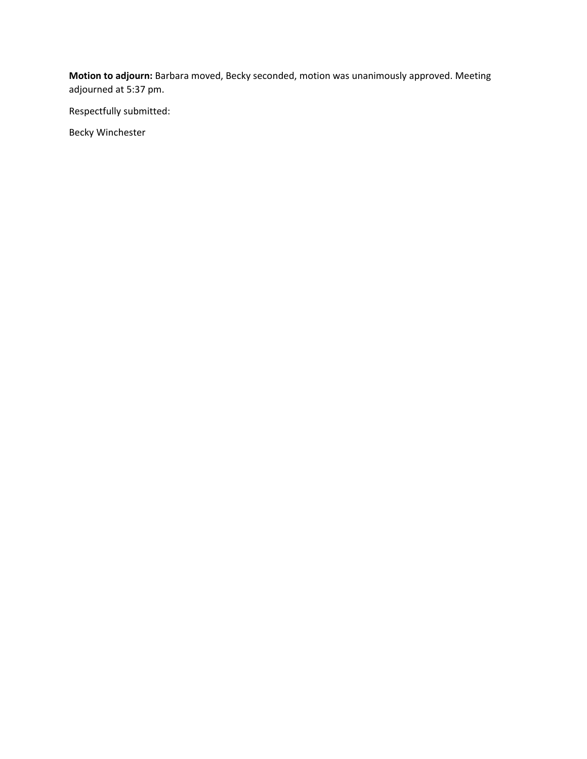**Motion to adjourn:** Barbara moved, Becky seconded, motion was unanimously approved. Meeting adjourned at 5:37 pm.

Respectfully submitted:

Becky Winchester